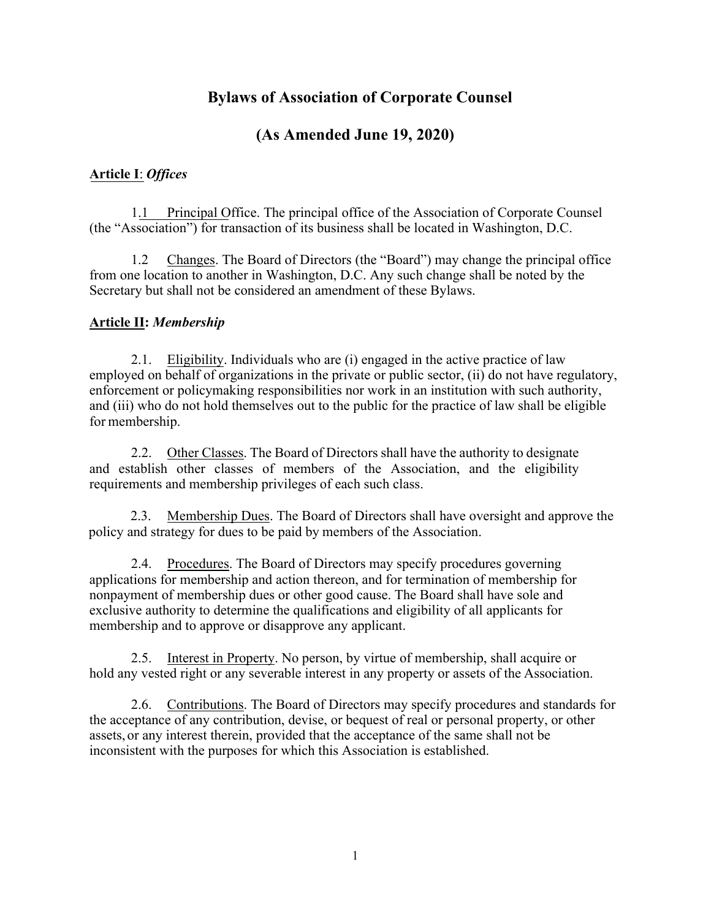# Bylaws of Association of Corporate Counsel

## (As Amended June 19, 2020)

### Article I: *Offices*

1.1 Principal Office. The principal office of the Association of Corporate Counsel (the "Association") for transaction of its business shall be located in Washington, D.C.

1.2 Changes. The Board of Directors (the "Board") may change the principal office from one location to another in Washington, D.C. Any such change shall be noted by the Secretary but shall not be considered an amendment of these Bylaws.

### Article II: *Membership*

2.1. Eligibility. Individuals who are (i) engaged in the active practice of law employed on behalf of organizations in the private or public sector, (ii) do not have regulatory, enforcement or policymaking responsibilities nor work in an institution with such authority, and (iii) who do not hold themselves out to the public for the practice of law shall be eligible for membership.

2.2. Other Classes. The Board of Directors shall have the authority to designate and establish other classes of members of the Association, and the eligibility requirements and membership privileges of each such class.

2.3. Membership Dues. The Board of Directors shall have oversight and approve the policy and strategy for dues to be paid by members of the Association.

2.4. Procedures. The Board of Directors may specify procedures governing applications for membership and action thereon, and for termination of membership for nonpayment of membership dues or other good cause. The Board shall have sole and exclusive authority to determine the qualifications and eligibility of all applicants for membership and to approve or disapprove any applicant.

2.5. Interest in Property. No person, by virtue of membership, shall acquire or hold any vested right or any severable interest in any property or assets of the Association.

2.6. Contributions. The Board of Directors may specify procedures and standards for the acceptance of any contribution, devise, or bequest of real or personal property, or other assets, or any interest therein, provided that the acceptance of the same shall not be inconsistent with the purposes for which this Association is established.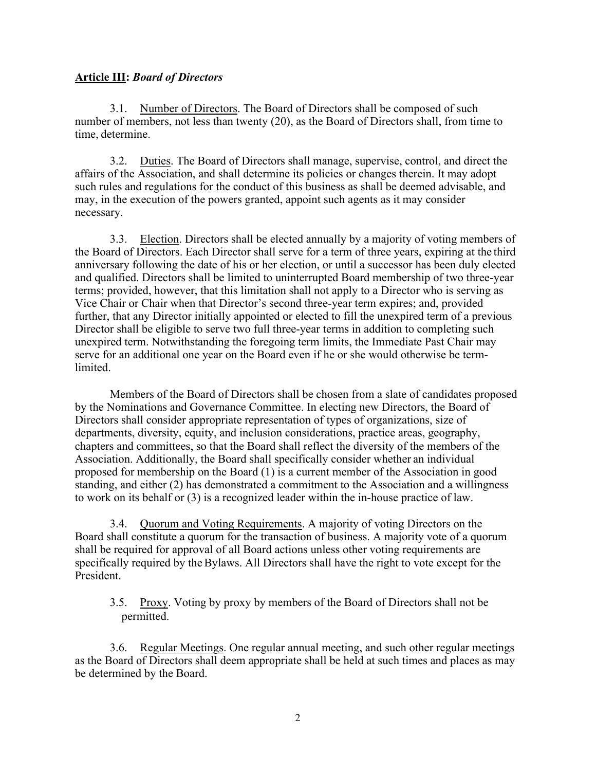## **Article III:** ***Board of Directors***

3.1. Number of Directors. The Board of Directors shall be composed of such number of members, not less than twenty (20), as the Board of Directors shall, from time to time, determine.

3.2. Duties. The Board of Directors shall manage, supervise, control, and direct the affairs of the Association, and shall determine its policies or changes therein. It may adopt such rules and regulations for the conduct of this business as shall be deemed advisable, and may, in the execution of the powers granted, appoint such agents as it may consider necessary.

3.3. Election. Directors shall be elected annually by a majority of voting members of the Board of Directors. Each Director shall serve for a term of three years, expiring at the third anniversary following the date of his or her election, or until a successor has been duly elected and qualified. Directors shall be limited to uninterrupted Board membership of two three-year terms; provided, however, that this limitation shall not apply to a Director who is serving as Vice Chair or Chair when that Director's second three-year term expires; and, provided further, that any Director initially appointed or elected to fill the unexpired term of a previous Director shall be eligible to serve two full three-year terms in addition to completing such unexpired term. Notwithstanding the foregoing term limits, the Immediate Past Chair may serve for an additional one year on the Board even if he or she would otherwise be term-limited.

Members of the Board of Directors shall be chosen from a slate of candidates proposed by the Nominations and Governance Committee. In electing new Directors, the Board of Directors shall consider appropriate representation of types of organizations, size of departments, diversity, equity, and inclusion considerations, practice areas, geography, chapters and committees, so that the Board shall reflect the diversity of the members of the Association. Additionally, the Board shall specifically consider whether an individual proposed for membership on the Board (1) is a current member of the Association in good standing, and either (2) has demonstrated a commitment to the Association and a willingness to work on its behalf or (3) is a recognized leader within the in-house practice of law.

3.4. Quorum and Voting Requirements. A majority of voting Directors on the Board shall constitute a quorum for the transaction of business. A majority vote of a quorum shall be required for approval of all Board actions unless other voting requirements are specifically required by the Bylaws. All Directors shall have the right to vote except for the President.

3.5. Proxy. Voting by proxy by members of the Board of Directors shall not be permitted.

3.6. Regular Meetings. One regular annual meeting, and such other regular meetings as the Board of Directors shall deem appropriate shall be held at such times and places as may be determined by the Board.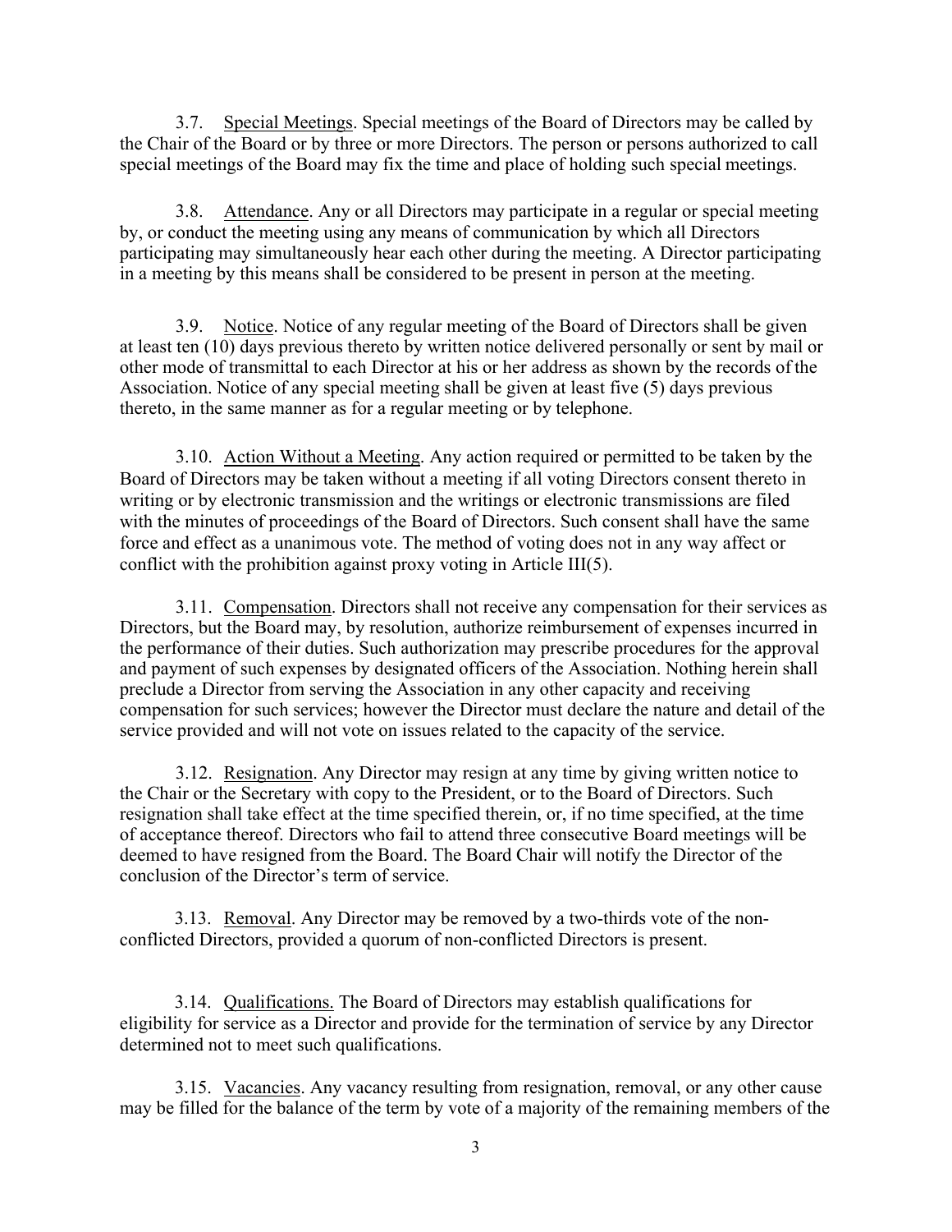3.7. Special Meetings. Special meetings of the Board of Directors may be called by the Chair of the Board or by three or more Directors. The person or persons authorized to call special meetings of the Board may fix the time and place of holding such special meetings.

3.8. Attendance. Any or all Directors may participate in a regular or special meeting by, or conduct the meeting using any means of communication by which all Directors participating may simultaneously hear each other during the meeting. A Director participating in a meeting by this means shall be considered to be present in person at the meeting.

3.9. Notice. Notice of any regular meeting of the Board of Directors shall be given at least ten (10) days previous thereto by written notice delivered personally or sent by mail or other mode of transmittal to each Director at his or her address as shown by the records of the Association. Notice of any special meeting shall be given at least five (5) days previous thereto, in the same manner as for a regular meeting or by telephone.

3.10. Action Without a Meeting. Any action required or permitted to be taken by the Board of Directors may be taken without a meeting if all voting Directors consent thereto in writing or by electronic transmission and the writings or electronic transmissions are filed with the minutes of proceedings of the Board of Directors. Such consent shall have the same force and effect as a unanimous vote. The method of voting does not in any way affect or conflict with the prohibition against proxy voting in Article III(5).

3.11. Compensation. Directors shall not receive any compensation for their services as Directors, but the Board may, by resolution, authorize reimbursement of expenses incurred in the performance of their duties. Such authorization may prescribe procedures for the approval and payment of such expenses by designated officers of the Association. Nothing herein shall preclude a Director from serving the Association in any other capacity and receiving compensation for such services; however the Director must declare the nature and detail of the service provided and will not vote on issues related to the capacity of the service.

3.12. Resignation. Any Director may resign at any time by giving written notice to the Chair or the Secretary with copy to the President, or to the Board of Directors. Such resignation shall take effect at the time specified therein, or, if no time specified, at the time of acceptance thereof. Directors who fail to attend three consecutive Board meetings will be deemed to have resigned from the Board. The Board Chair will notify the Director of the conclusion of the Director's term of service.

3.13. Removal. Any Director may be removed by a two-thirds vote of the non-conflicted Directors, provided a quorum of non-conflicted Directors is present.

3.14. Qualifications. The Board of Directors may establish qualifications for eligibility for service as a Director and provide for the termination of service by any Director determined not to meet such qualifications.

3.15. Vacancies. Any vacancy resulting from resignation, removal, or any other cause may be filled for the balance of the term by vote of a majority of the remaining members of the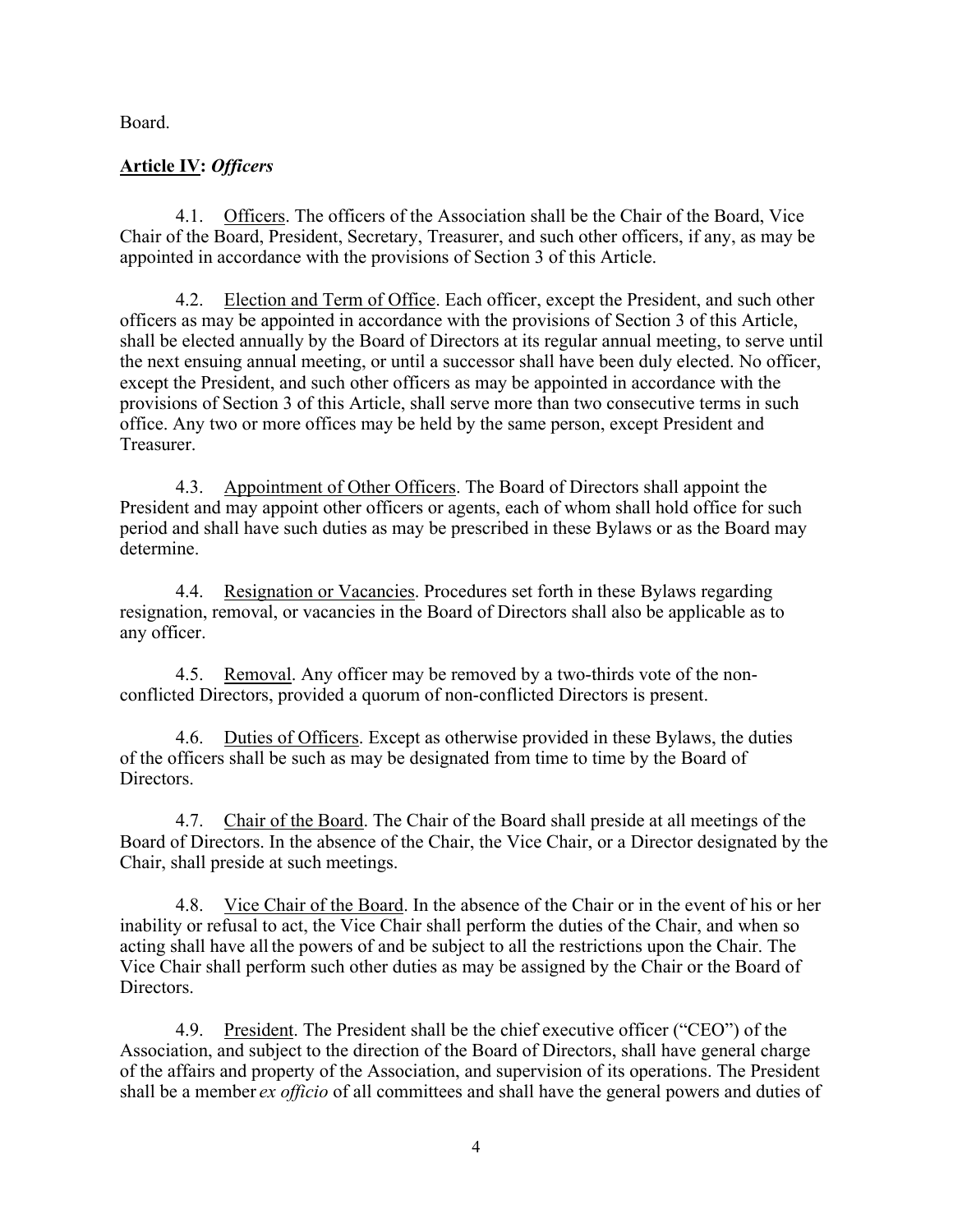Board.

## **<u>Article IV</u>: *Officers***

4.1. <u>Officers</u>. The officers of the Association shall be the Chair of the Board, Vice Chair of the Board, President, Secretary, Treasurer, and such other officers, if any, as may be appointed in accordance with the provisions of Section 3 of this Article.

4.2. <u>Election and Term of Office</u>. Each officer, except the President, and such other officers as may be appointed in accordance with the provisions of Section 3 of this Article, shall be elected annually by the Board of Directors at its regular annual meeting, to serve until the next ensuing annual meeting, or until a successor shall have been duly elected. No officer, except the President, and such other officers as may be appointed in accordance with the provisions of Section 3 of this Article, shall serve more than two consecutive terms in such office. Any two or more offices may be held by the same person, except President and Treasurer.

4.3. <u>Appointment of Other Officers</u>. The Board of Directors shall appoint the President and may appoint other officers or agents, each of whom shall hold office for such period and shall have such duties as may be prescribed in these Bylaws or as the Board may determine.

4.4. <u>Resignation or Vacancies</u>. Procedures set forth in these Bylaws regarding resignation, removal, or vacancies in the Board of Directors shall also be applicable as to any officer.

4.5. <u>Removal</u>. Any officer may be removed by a two-thirds vote of the non-conflicted Directors, provided a quorum of non-conflicted Directors is present.

4.6. <u>Duties of Officers</u>. Except as otherwise provided in these Bylaws, the duties of the officers shall be such as may be designated from time to time by the Board of Directors.

4.7. <u>Chair of the Board</u>. The Chair of the Board shall preside at all meetings of the Board of Directors. In the absence of the Chair, the Vice Chair, or a Director designated by the Chair, shall preside at such meetings.

4.8. <u>Vice Chair of the Board</u>. In the absence of the Chair or in the event of his or her inability or refusal to act, the Vice Chair shall perform the duties of the Chair, and when so acting shall have all the powers of and be subject to all the restrictions upon the Chair. The Vice Chair shall perform such other duties as may be assigned by the Chair or the Board of Directors.

4.9. <u>President</u>. The President shall be the chief executive officer ("CEO") of the Association, and subject to the direction of the Board of Directors, shall have general charge of the affairs and property of the Association, and supervision of its operations. The President shall be a member *ex officio* of all committees and shall have the general powers and duties of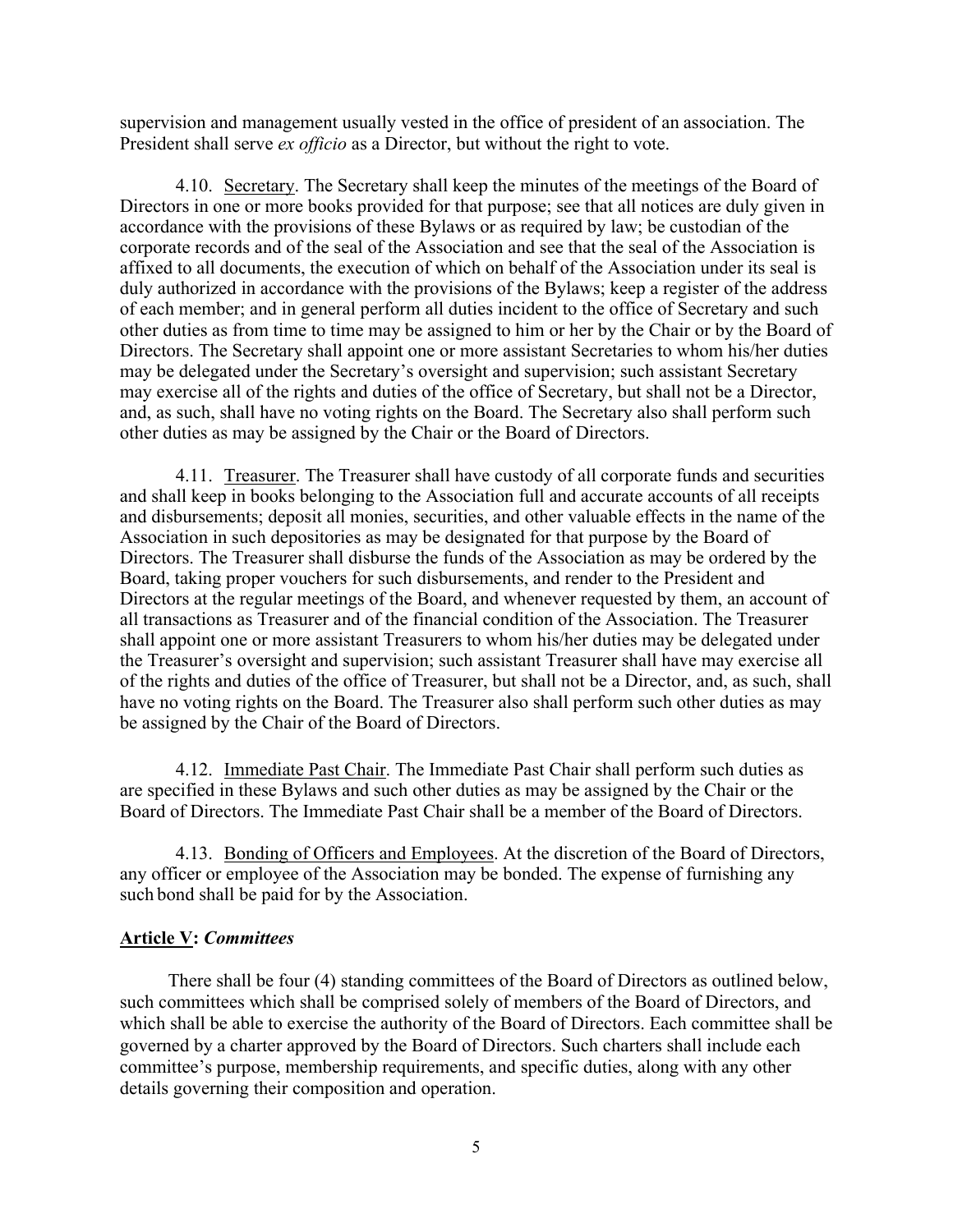supervision and management usually vested in the office of president of an association. The President shall serve *ex officio* as a Director, but without the right to vote.

4.10. Secretary. The Secretary shall keep the minutes of the meetings of the Board of Directors in one or more books provided for that purpose; see that all notices are duly given in accordance with the provisions of these Bylaws or as required by law; be custodian of the corporate records and of the seal of the Association and see that the seal of the Association is affixed to all documents, the execution of which on behalf of the Association under its seal is duly authorized in accordance with the provisions of the Bylaws; keep a register of the address of each member; and in general perform all duties incident to the office of Secretary and such other duties as from time to time may be assigned to him or her by the Chair or by the Board of Directors. The Secretary shall appoint one or more assistant Secretaries to whom his/her duties may be delegated under the Secretary's oversight and supervision; such assistant Secretary may exercise all of the rights and duties of the office of Secretary, but shall not be a Director, and, as such, shall have no voting rights on the Board. The Secretary also shall perform such other duties as may be assigned by the Chair or the Board of Directors.

4.11. Treasurer. The Treasurer shall have custody of all corporate funds and securities and shall keep in books belonging to the Association full and accurate accounts of all receipts and disbursements; deposit all monies, securities, and other valuable effects in the name of the Association in such depositories as may be designated for that purpose by the Board of Directors. The Treasurer shall disburse the funds of the Association as may be ordered by the Board, taking proper vouchers for such disbursements, and render to the President and Directors at the regular meetings of the Board, and whenever requested by them, an account of all transactions as Treasurer and of the financial condition of the Association. The Treasurer shall appoint one or more assistant Treasurers to whom his/her duties may be delegated under the Treasurer's oversight and supervision; such assistant Treasurer shall have may exercise all of the rights and duties of the office of Treasurer, but shall not be a Director, and, as such, shall have no voting rights on the Board. The Treasurer also shall perform such other duties as may be assigned by the Chair of the Board of Directors.

4.12. Immediate Past Chair. The Immediate Past Chair shall perform such duties as are specified in these Bylaws and such other duties as may be assigned by the Chair or the Board of Directors. The Immediate Past Chair shall be a member of the Board of Directors.

4.13. Bonding of Officers and Employees. At the discretion of the Board of Directors, any officer or employee of the Association may be bonded. The expense of furnishing any such bond shall be paid for by the Association.

## Article V: *Committees*

There shall be four (4) standing committees of the Board of Directors as outlined below, such committees which shall be comprised solely of members of the Board of Directors, and which shall be able to exercise the authority of the Board of Directors. Each committee shall be governed by a charter approved by the Board of Directors. Such charters shall include each committee's purpose, membership requirements, and specific duties, along with any other details governing their composition and operation.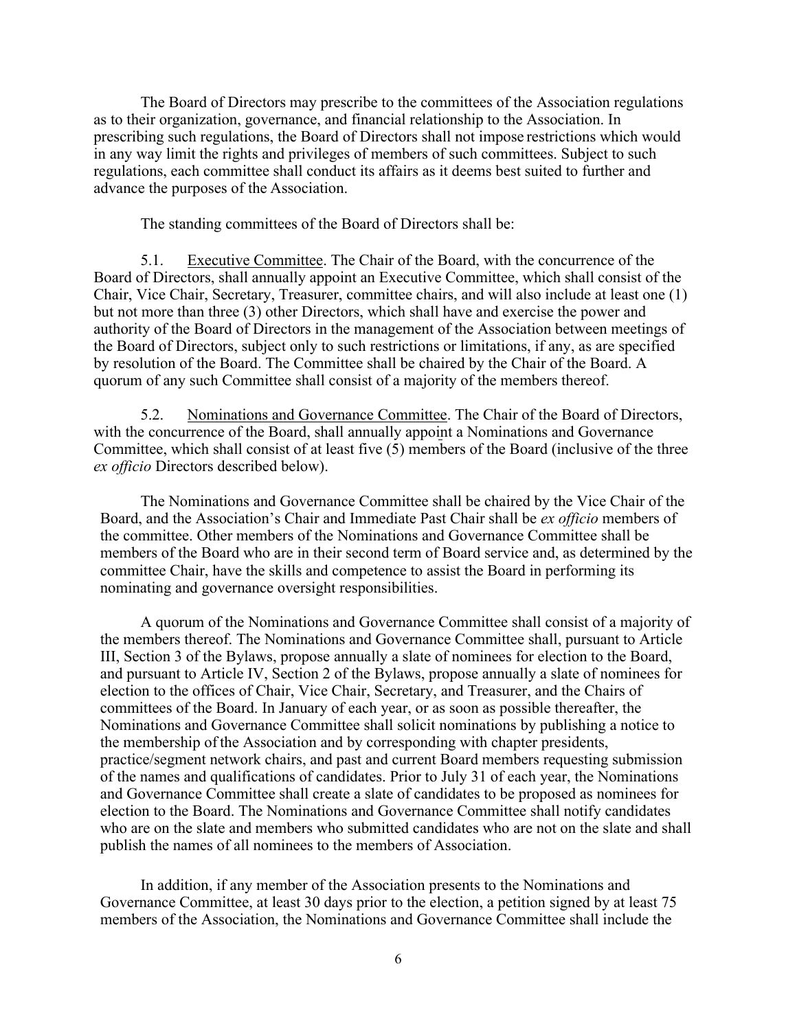The Board of Directors may prescribe to the committees of the Association regulations as to their organization, governance, and financial relationship to the Association. In prescribing such regulations, the Board of Directors shall not impose restrictions which would in any way limit the rights and privileges of members of such committees. Subject to such regulations, each committee shall conduct its affairs as it deems best suited to further and advance the purposes of the Association.

The standing committees of the Board of Directors shall be:

5.1. Executive Committee. The Chair of the Board, with the concurrence of the Board of Directors, shall annually appoint an Executive Committee, which shall consist of the Chair, Vice Chair, Secretary, Treasurer, committee chairs, and will also include at least one (1) but not more than three (3) other Directors, which shall have and exercise the power and authority of the Board of Directors in the management of the Association between meetings of the Board of Directors, subject only to such restrictions or limitations, if any, as are specified by resolution of the Board. The Committee shall be chaired by the Chair of the Board. A quorum of any such Committee shall consist of a majority of the members thereof.

5.2. Nominations and Governance Committee. The Chair of the Board of Directors, with the concurrence of the Board, shall annually appoint a Nominations and Governance Committee, which shall consist of at least five (5) members of the Board (inclusive of the three *ex officio* Directors described below).

The Nominations and Governance Committee shall be chaired by the Vice Chair of the Board, and the Association's Chair and Immediate Past Chair shall be *ex officio* members of the committee. Other members of the Nominations and Governance Committee shall be members of the Board who are in their second term of Board service and, as determined by the committee Chair, have the skills and competence to assist the Board in performing its nominating and governance oversight responsibilities.

A quorum of the Nominations and Governance Committee shall consist of a majority of the members thereof. The Nominations and Governance Committee shall, pursuant to Article III, Section 3 of the Bylaws, propose annually a slate of nominees for election to the Board, and pursuant to Article IV, Section 2 of the Bylaws, propose annually a slate of nominees for election to the offices of Chair, Vice Chair, Secretary, and Treasurer, and the Chairs of committees of the Board. In January of each year, or as soon as possible thereafter, the Nominations and Governance Committee shall solicit nominations by publishing a notice to the membership of the Association and by corresponding with chapter presidents, practice/segment network chairs, and past and current Board members requesting submission of the names and qualifications of candidates. Prior to July 31 of each year, the Nominations and Governance Committee shall create a slate of candidates to be proposed as nominees for election to the Board. The Nominations and Governance Committee shall notify candidates who are on the slate and members who submitted candidates who are not on the slate and shall publish the names of all nominees to the members of Association.

In addition, if any member of the Association presents to the Nominations and Governance Committee, at least 30 days prior to the election, a petition signed by at least 75 members of the Association, the Nominations and Governance Committee shall include the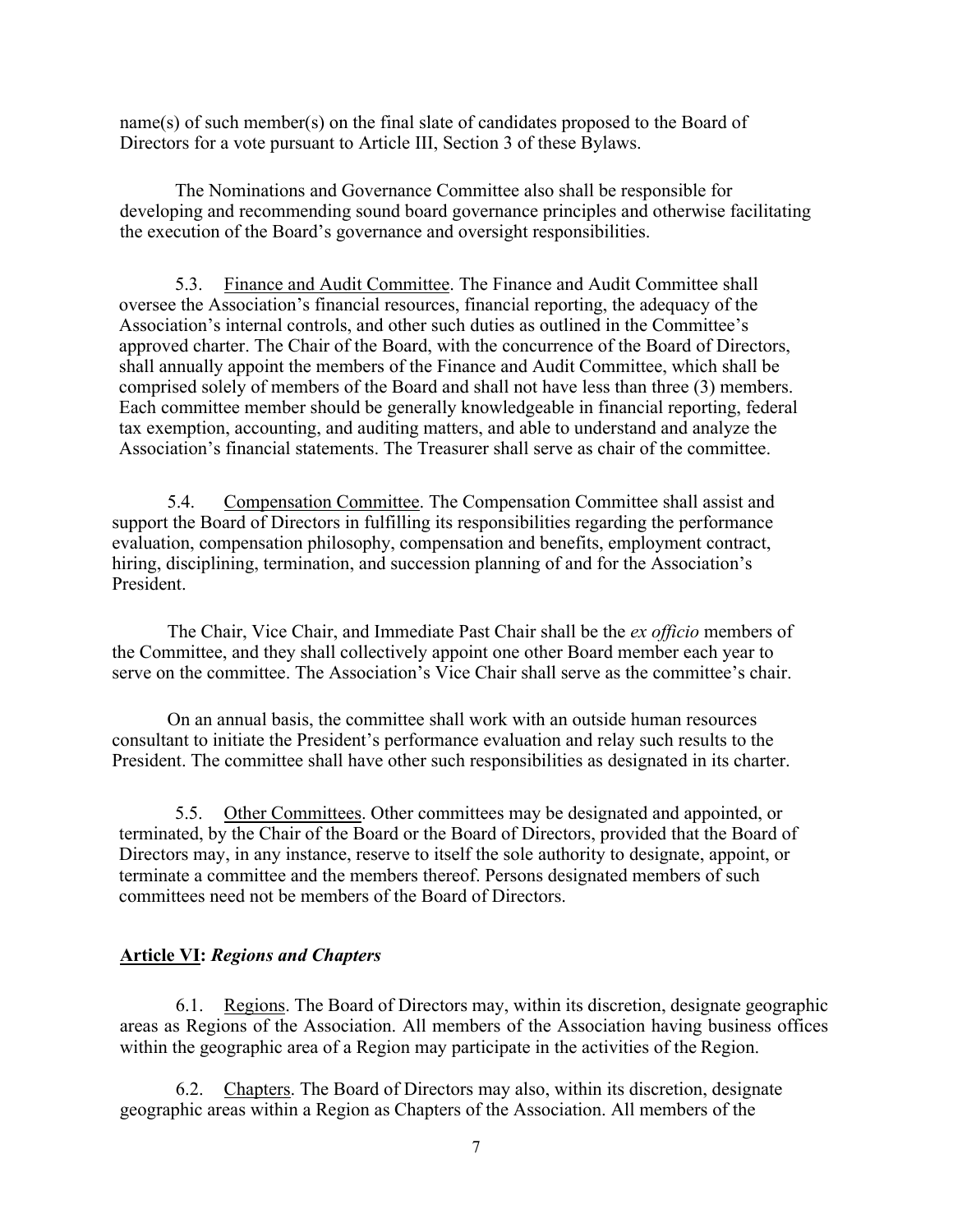name(s) of such member(s) on the final slate of candidates proposed to the Board of Directors for a vote pursuant to Article III, Section 3 of these Bylaws.

The Nominations and Governance Committee also shall be responsible for developing and recommending sound board governance principles and otherwise facilitating the execution of the Board's governance and oversight responsibilities.

5.3. Finance and Audit Committee. The Finance and Audit Committee shall oversee the Association's financial resources, financial reporting, the adequacy of the Association's internal controls, and other such duties as outlined in the Committee's approved charter. The Chair of the Board, with the concurrence of the Board of Directors, shall annually appoint the members of the Finance and Audit Committee, which shall be comprised solely of members of the Board and shall not have less than three (3) members. Each committee member should be generally knowledgeable in financial reporting, federal tax exemption, accounting, and auditing matters, and able to understand and analyze the Association's financial statements. The Treasurer shall serve as chair of the committee.

5.4. Compensation Committee. The Compensation Committee shall assist and support the Board of Directors in fulfilling its responsibilities regarding the performance evaluation, compensation philosophy, compensation and benefits, employment contract, hiring, disciplining, termination, and succession planning of and for the Association's President.

The Chair, Vice Chair, and Immediate Past Chair shall be the *ex officio* members of the Committee, and they shall collectively appoint one other Board member each year to serve on the committee. The Association's Vice Chair shall serve as the committee's chair.

On an annual basis, the committee shall work with an outside human resources consultant to initiate the President's performance evaluation and relay such results to the President. The committee shall have other such responsibilities as designated in its charter.

5.5. Other Committees. Other committees may be designated and appointed, or terminated, by the Chair of the Board or the Board of Directors, provided that the Board of Directors may, in any instance, reserve to itself the sole authority to designate, appoint, or terminate a committee and the members thereof. Persons designated members of such committees need not be members of the Board of Directors.

## Article VI: *Regions and Chapters*

6.1. Regions. The Board of Directors may, within its discretion, designate geographic areas as Regions of the Association. All members of the Association having business offices within the geographic area of a Region may participate in the activities of the Region.

6.2. Chapters. The Board of Directors may also, within its discretion, designate geographic areas within a Region as Chapters of the Association. All members of the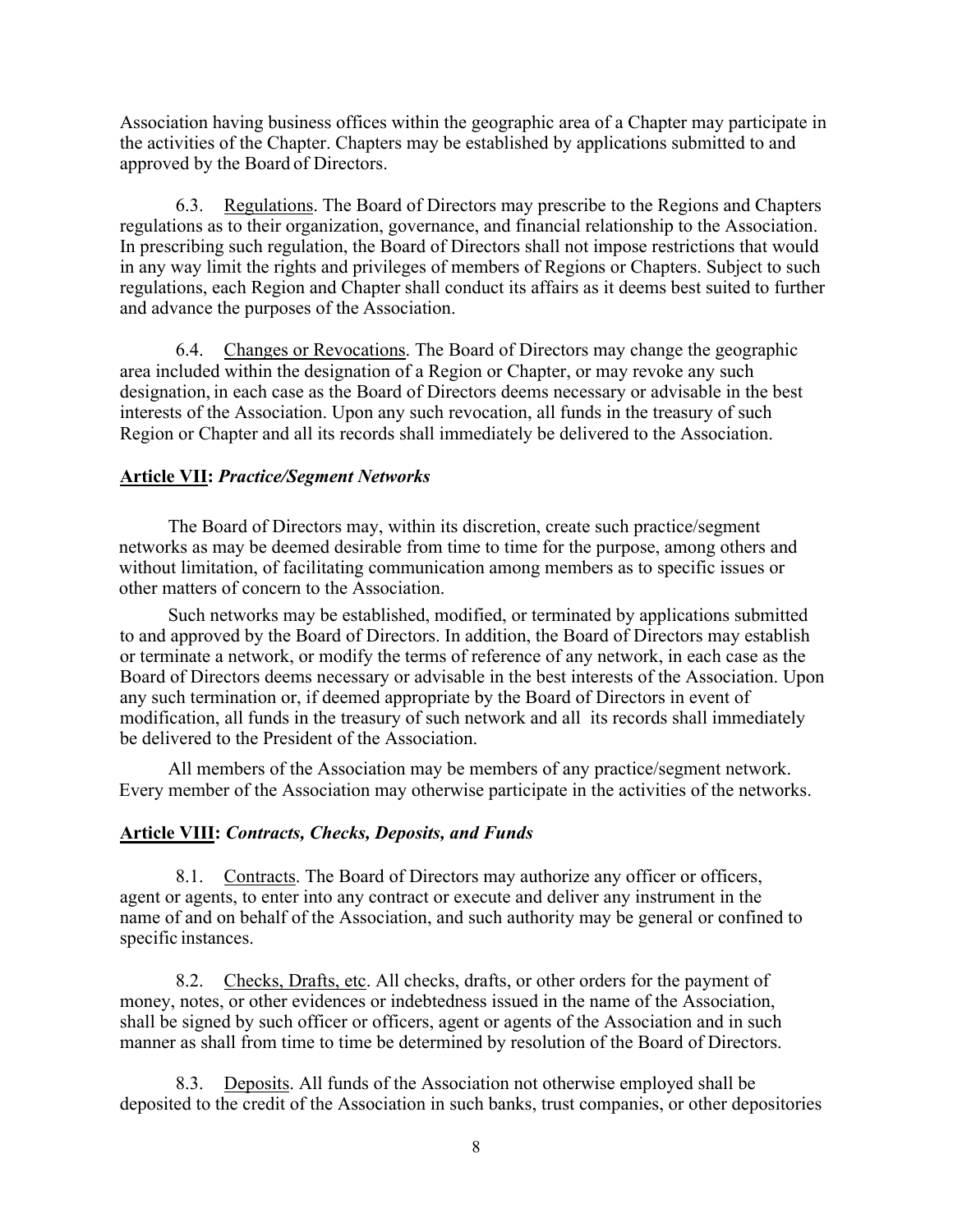Association having business offices within the geographic area of a Chapter may participate in the activities of the Chapter. Chapters may be established by applications submitted to and approved by the Board of Directors.

6.3. Regulations. The Board of Directors may prescribe to the Regions and Chapters regulations as to their organization, governance, and financial relationship to the Association. In prescribing such regulation, the Board of Directors shall not impose restrictions that would in any way limit the rights and privileges of members of Regions or Chapters. Subject to such regulations, each Region and Chapter shall conduct its affairs as it deems best suited to further and advance the purposes of the Association.

6.4. Changes or Revocations. The Board of Directors may change the geographic area included within the designation of a Region or Chapter, or may revoke any such designation, in each case as the Board of Directors deems necessary or advisable in the best interests of the Association. Upon any such revocation, all funds in the treasury of such Region or Chapter and all its records shall immediately be delivered to the Association.

## Article VII: *Practice/Segment Networks*

The Board of Directors may, within its discretion, create such practice/segment networks as may be deemed desirable from time to time for the purpose, among others and without limitation, of facilitating communication among members as to specific issues or other matters of concern to the Association.

Such networks may be established, modified, or terminated by applications submitted to and approved by the Board of Directors. In addition, the Board of Directors may establish or terminate a network, or modify the terms of reference of any network, in each case as the Board of Directors deems necessary or advisable in the best interests of the Association. Upon any such termination or, if deemed appropriate by the Board of Directors in event of modification, all funds in the treasury of such network and all its records shall immediately be delivered to the President of the Association.

All members of the Association may be members of any practice/segment network. Every member of the Association may otherwise participate in the activities of the networks.

## Article VIII: *Contracts, Checks, Deposits, and Funds*

8.1. Contracts. The Board of Directors may authorize any officer or officers, agent or agents, to enter into any contract or execute and deliver any instrument in the name of and on behalf of the Association, and such authority may be general or confined to specific instances.

8.2. Checks, Drafts, etc. All checks, drafts, or other orders for the payment of money, notes, or other evidences or indebtedness issued in the name of the Association, shall be signed by such officer or officers, agent or agents of the Association and in such manner as shall from time to time be determined by resolution of the Board of Directors.

8.3. Deposits. All funds of the Association not otherwise employed shall be deposited to the credit of the Association in such banks, trust companies, or other depositories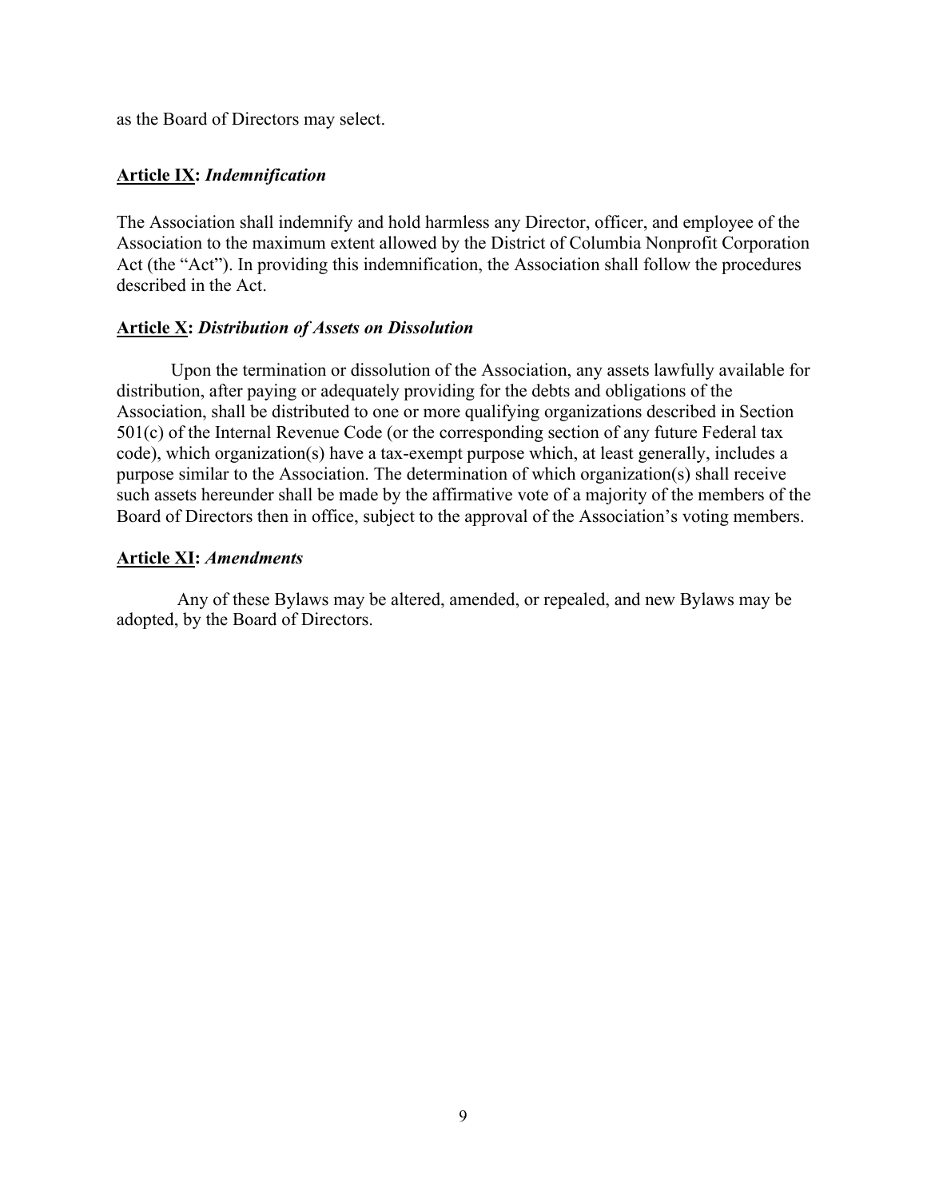as the Board of Directors may select.

**<u>Article IX</u>: *Indemnification***

The Association shall indemnify and hold harmless any Director, officer, and employee of the Association to the maximum extent allowed by the District of Columbia Nonprofit Corporation Act (the "Act"). In providing this indemnification, the Association shall follow the procedures described in the Act.

**<u>Article X</u>: *Distribution of Assets on Dissolution***

Upon the termination or dissolution of the Association, any assets lawfully available for distribution, after paying or adequately providing for the debts and obligations of the Association, shall be distributed to one or more qualifying organizations described in Section 501(c) of the Internal Revenue Code (or the corresponding section of any future Federal tax code), which organization(s) have a tax-exempt purpose which, at least generally, includes a purpose similar to the Association. The determination of which organization(s) shall receive such assets hereunder shall be made by the affirmative vote of a majority of the members of the Board of Directors then in office, subject to the approval of the Association's voting members.

**<u>Article XI</u>: *Amendments***

Any of these Bylaws may be altered, amended, or repealed, and new Bylaws may be adopted, by the Board of Directors.